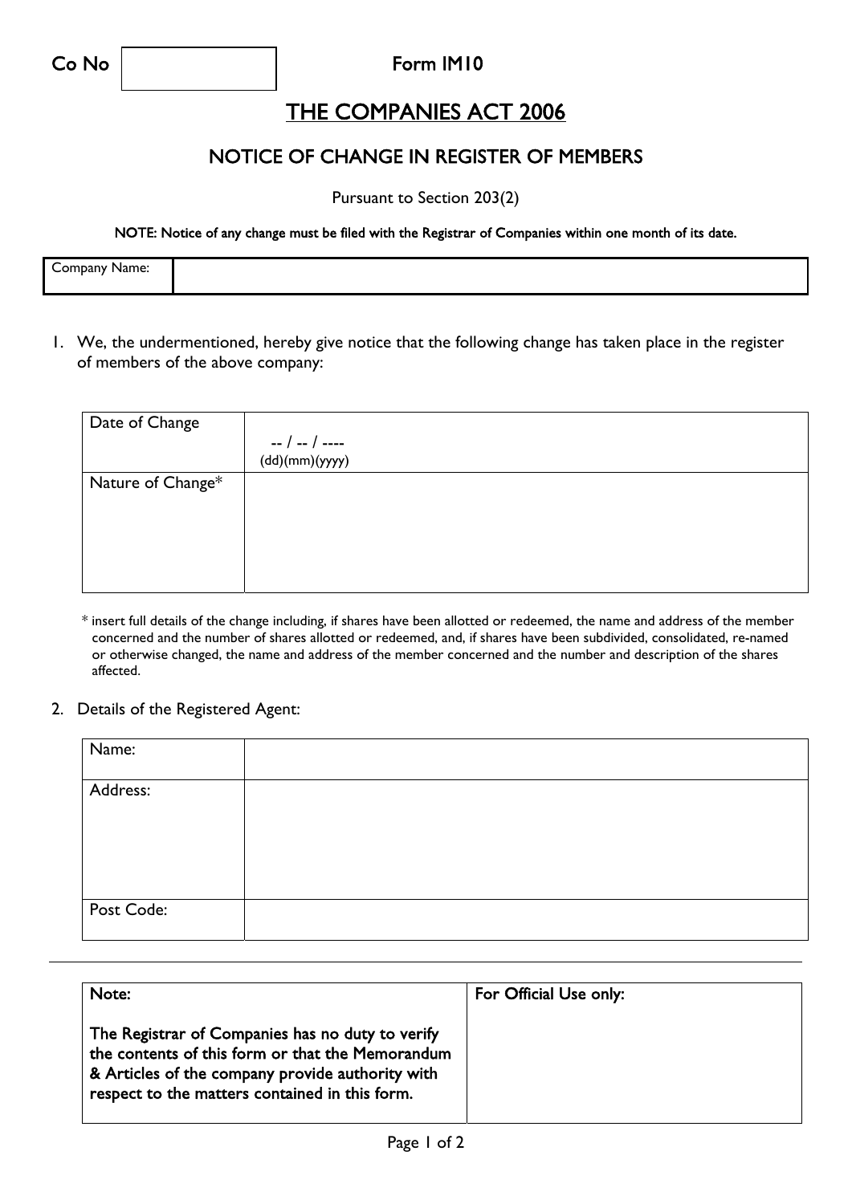| Co No | |
|---|---|

Form IM10

# THE COMPANIES ACT 2006

## NOTICE OF CHANGE IN REGISTER OF MEMBERS

Pursuant to Section 203(2)

**NOTE: Notice of any change must be filed with the Registrar of Companies within one month of its date.**

| Company Name: | |
|---|---|

1. We, the undermentioned, hereby give notice that the following change has taken place in the register of members of the above company:

| | |
|---|---|
| Date of Change | -- / -- / ---- (dd)(mm)(yyyy) |
| Nature of Change* | |

\* insert full details of the change including, if shares have been allotted or redeemed, the name and address of the member concerned and the number of shares allotted or redeemed, and, if shares have been subdivided, consolidated, re-named or otherwise changed, the name and address of the member concerned and the number and description of the shares affected.

2. Details of the Registered Agent:

| | |
|---|---|
| Name: | |
| Address: | |
| Post Code: | |

| Note: | For Official Use only: |
|---|---|
| The Registrar of Companies has no duty to verify the contents of this form or that the Memorandum & Articles of the company provide authority with respect to the matters contained in this form. | |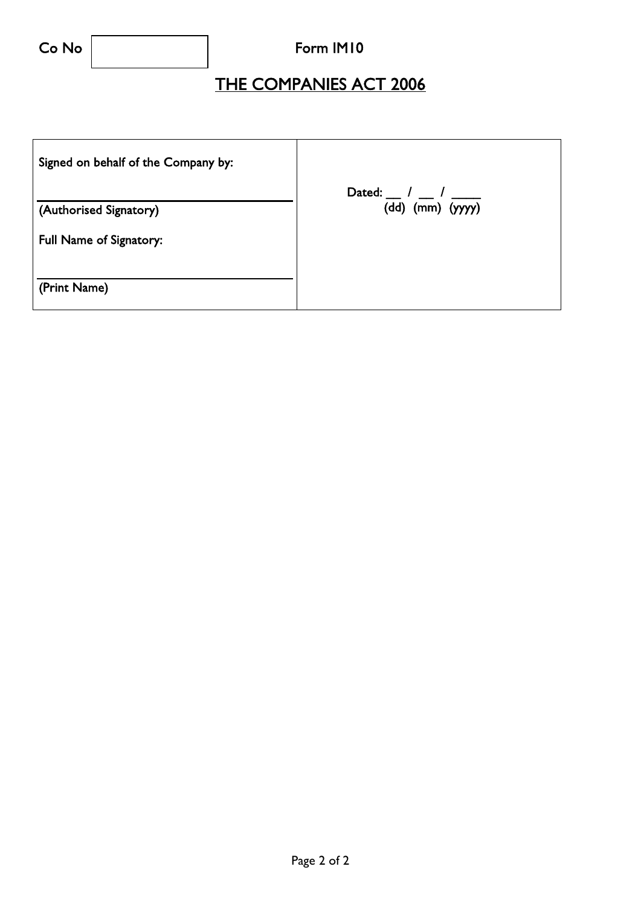Co No | | Form IM10

# THE COMPANIES ACT 2006

| | |
|---|---|
| Signed on behalf of the Company by:<br><br>________________________<br>(Authorised Signatory)<br><br>Full Name of Signatory:<br><br>________________________<br>(Print Name) | Dated: __ / __ / ____<br>(dd) (mm) (yyyy) |